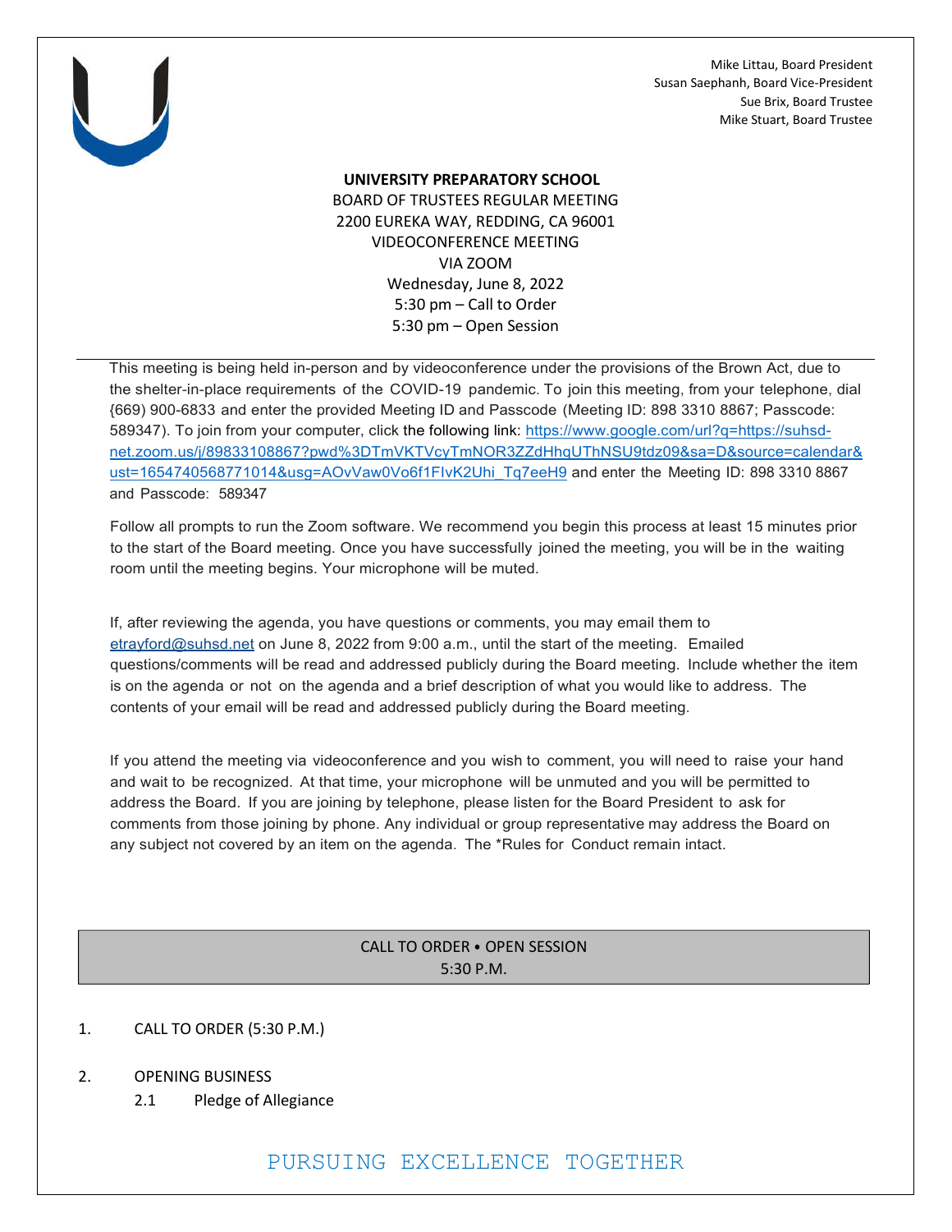Mike Littau, Board President
Susan Saephanh, Board Vice-President
Sue Brix, Board Trustee
Mike Stuart, Board Trustee

**UNIVERSITY PREPARATORY SCHOOL**
BOARD OF TRUSTEES REGULAR MEETING
2200 EUREKA WAY, REDDING, CA 96001
VIDEOCONFERENCE MEETING
VIA ZOOM
Wednesday, June 8, 2022
5:30 pm – Call to Order
5:30 pm – Open Session

---

This meeting is being held in-person and by videoconference under the provisions of the Brown Act, due to the shelter-in-place requirements of the COVID-19 pandemic. To join this meeting, from your telephone, dial (669) 900-6833 and enter the provided Meeting ID and Passcode (Meeting ID: 898 3310 8867; Passcode: 589347). To join from your computer, click the following link: https://www.google.com/url?q=https://suhsd-net.zoom.us/j/89833108867?pwd%3DTmVKTVcyTmNOR3ZZdHhqUThNSU9tdz09&sa=D&source=calendar&ust=1654740568771014&usg=AOvVaw0Vo6f1FIvK2Uhi_Tq7eeH9 and enter the Meeting ID: 898 3310 8867 and Passcode: 589347

Follow all prompts to run the Zoom software. We recommend you begin this process at least 15 minutes prior to the start of the Board meeting. Once you have successfully joined the meeting, you will be in the waiting room until the meeting begins. Your microphone will be muted.

If, after reviewing the agenda, you have questions or comments, you may email them to etrayford@suhsd.net on June 8, 2022 from 9:00 a.m., until the start of the meeting. Emailed questions/comments will be read and addressed publicly during the Board meeting. Include whether the item is on the agenda or not on the agenda and a brief description of what you would like to address. The contents of your email will be read and addressed publicly during the Board meeting.

If you attend the meeting via videoconference and you wish to comment, you will need to raise your hand and wait to be recognized. At that time, your microphone will be unmuted and you will be permitted to address the Board. If you are joining by telephone, please listen for the Board President to ask for comments from those joining by phone. Any individual or group representative may address the Board on any subject not covered by an item on the agenda. The *Rules for Conduct remain intact.

## CALL TO ORDER • OPEN SESSION
## 5:30 P.M.

1. CALL TO ORDER (5:30 P.M.)

2. OPENING BUSINESS
   - 2.1 Pledge of Allegiance

PURSUING EXCELLENCE TOGETHER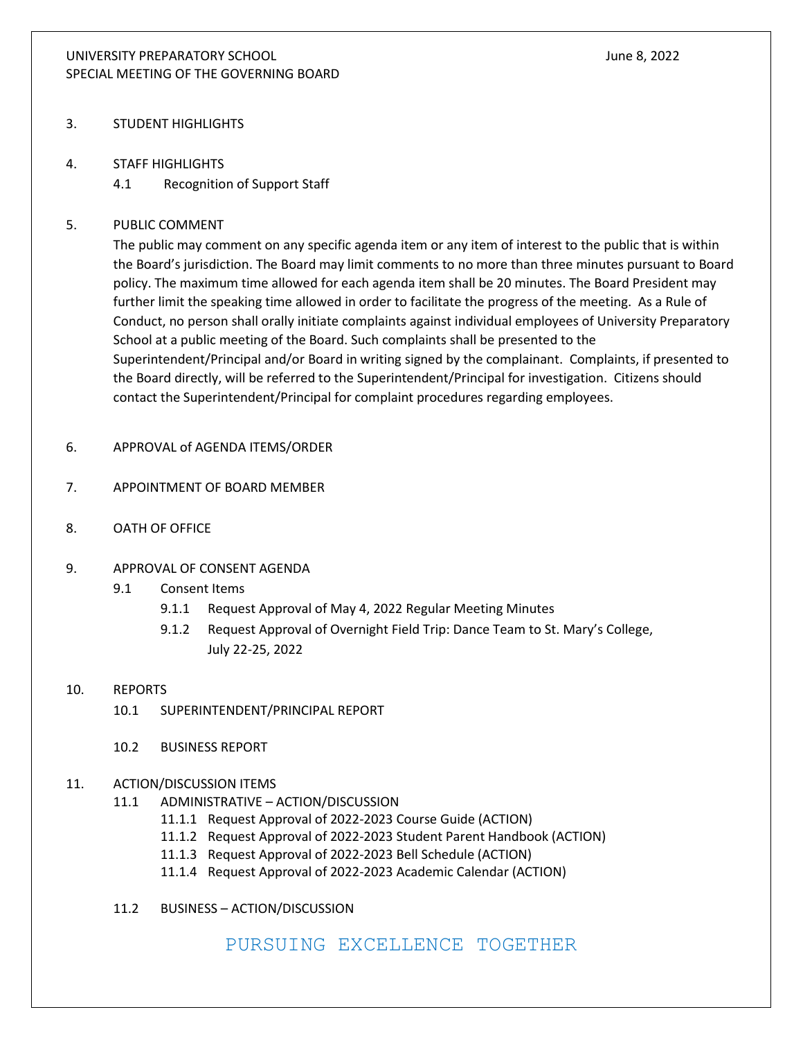3. STUDENT HIGHLIGHTS

4. STAFF HIGHLIGHTS
   - 4.1 Recognition of Support Staff

5. PUBLIC COMMENT

   The public may comment on any specific agenda item or any item of interest to the public that is within the Board's jurisdiction. The Board may limit comments to no more than three minutes pursuant to Board policy. The maximum time allowed for each agenda item shall be 20 minutes. The Board President may further limit the speaking time allowed in order to facilitate the progress of the meeting. As a Rule of Conduct, no person shall orally initiate complaints against individual employees of University Preparatory School at a public meeting of the Board. Such complaints shall be presented to the Superintendent/Principal and/or Board in writing signed by the complainant. Complaints, if presented to the Board directly, will be referred to the Superintendent/Principal for investigation. Citizens should contact the Superintendent/Principal for complaint procedures regarding employees.

6. APPROVAL of AGENDA ITEMS/ORDER

7. APPOINTMENT OF BOARD MEMBER

8. OATH OF OFFICE

9. APPROVAL OF CONSENT AGENDA
   - 9.1 Consent Items
     - 9.1.1 Request Approval of May 4, 2022 Regular Meeting Minutes
     - 9.1.2 Request Approval of Overnight Field Trip: Dance Team to St. Mary's College, July 22-25, 2022

10. REPORTS
    - 10.1 SUPERINTENDENT/PRINCIPAL REPORT
    - 10.2 BUSINESS REPORT

11. ACTION/DISCUSSION ITEMS
    - 11.1 ADMINISTRATIVE – ACTION/DISCUSSION
      - 11.1.1 Request Approval of 2022-2023 Course Guide (ACTION)
      - 11.1.2 Request Approval of 2022-2023 Student Parent Handbook (ACTION)
      - 11.1.3 Request Approval of 2022-2023 Bell Schedule (ACTION)
      - 11.1.4 Request Approval of 2022-2023 Academic Calendar (ACTION)
    - 11.2 BUSINESS – ACTION/DISCUSSION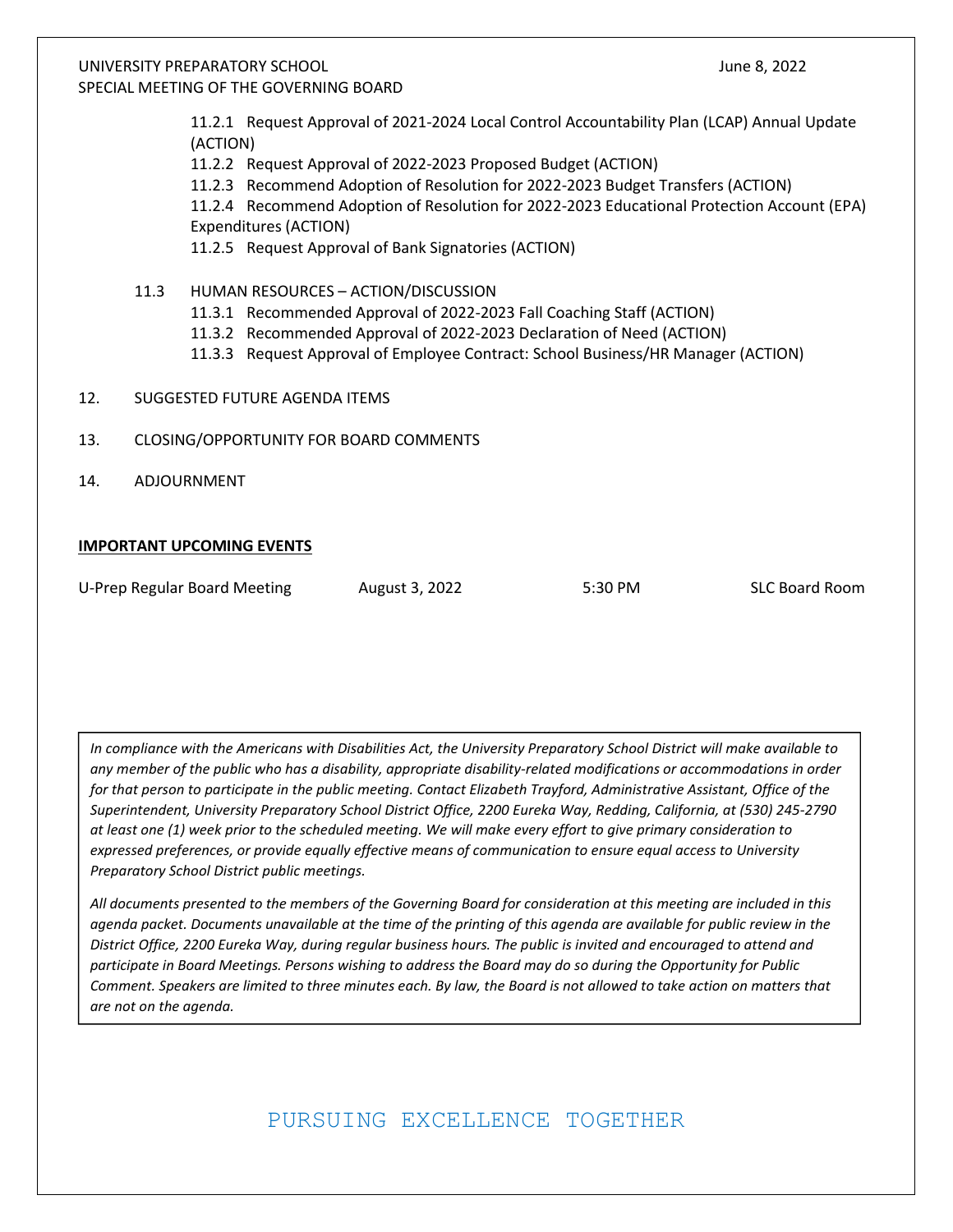11.2.1 Request Approval of 2021-2024 Local Control Accountability Plan (LCAP) Annual Update (ACTION)

11.2.2 Request Approval of 2022-2023 Proposed Budget (ACTION)

11.2.3 Recommend Adoption of Resolution for 2022-2023 Budget Transfers (ACTION)

11.2.4 Recommend Adoption of Resolution for 2022-2023 Educational Protection Account (EPA) Expenditures (ACTION)

11.2.5 Request Approval of Bank Signatories (ACTION)

11.3 HUMAN RESOURCES – ACTION/DISCUSSION

11.3.1 Recommended Approval of 2022-2023 Fall Coaching Staff (ACTION)

11.3.2 Recommended Approval of 2022-2023 Declaration of Need (ACTION)

11.3.3 Request Approval of Employee Contract: School Business/HR Manager (ACTION)

12. SUGGESTED FUTURE AGENDA ITEMS

13. CLOSING/OPPORTUNITY FOR BOARD COMMENTS

14. ADJOURNMENT

**IMPORTANT UPCOMING EVENTS**

| | | | |
|---|---|---|---|
| U-Prep Regular Board Meeting | August 3, 2022 | 5:30 PM | SLC Board Room |

*In compliance with the Americans with Disabilities Act, the University Preparatory School District will make available to any member of the public who has a disability, appropriate disability-related modifications or accommodations in order for that person to participate in the public meeting. Contact Elizabeth Trayford, Administrative Assistant, Office of the Superintendent, University Preparatory School District Office, 2200 Eureka Way, Redding, California, at (530) 245-2790 at least one (1) week prior to the scheduled meeting. We will make every effort to give primary consideration to expressed preferences, or provide equally effective means of communication to ensure equal access to University Preparatory School District public meetings.*

*All documents presented to the members of the Governing Board for consideration at this meeting are included in this agenda packet. Documents unavailable at the time of the printing of this agenda are available for public review in the District Office, 2200 Eureka Way, during regular business hours. The public is invited and encouraged to attend and participate in Board Meetings. Persons wishing to address the Board may do so during the Opportunity for Public Comment. Speakers are limited to three minutes each. By law, the Board is not allowed to take action on matters that are not on the agenda.*

PURSUING EXCELLENCE TOGETHER